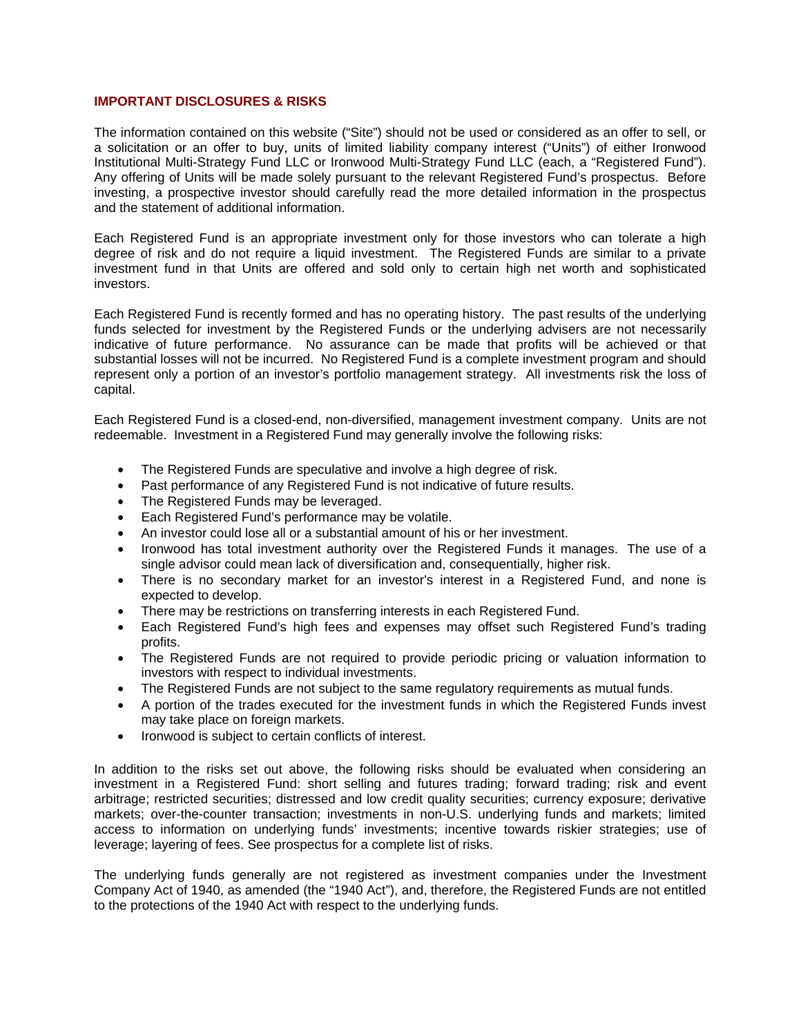## IMPORTANT DISCLOSURES & RISKS

The information contained on this website ("Site") should not be used or considered as an offer to sell, or a solicitation or an offer to buy, units of limited liability company interest ("Units") of either Ironwood Institutional Multi-Strategy Fund LLC or Ironwood Multi-Strategy Fund LLC (each, a "Registered Fund"). Any offering of Units will be made solely pursuant to the relevant Registered Fund's prospectus. Before investing, a prospective investor should carefully read the more detailed information in the prospectus and the statement of additional information.

Each Registered Fund is an appropriate investment only for those investors who can tolerate a high degree of risk and do not require a liquid investment. The Registered Funds are similar to a private investment fund in that Units are offered and sold only to certain high net worth and sophisticated investors.

Each Registered Fund is recently formed and has no operating history. The past results of the underlying funds selected for investment by the Registered Funds or the underlying advisers are not necessarily indicative of future performance. No assurance can be made that profits will be achieved or that substantial losses will not be incurred. No Registered Fund is a complete investment program and should represent only a portion of an investor's portfolio management strategy. All investments risk the loss of capital.

Each Registered Fund is a closed-end, non-diversified, management investment company. Units are not redeemable. Investment in a Registered Fund may generally involve the following risks:

- The Registered Funds are speculative and involve a high degree of risk.
- Past performance of any Registered Fund is not indicative of future results.
- The Registered Funds may be leveraged.
- Each Registered Fund's performance may be volatile.
- An investor could lose all or a substantial amount of his or her investment.
- Ironwood has total investment authority over the Registered Funds it manages. The use of a single advisor could mean lack of diversification and, consequentially, higher risk.
- There is no secondary market for an investor's interest in a Registered Fund, and none is expected to develop.
- There may be restrictions on transferring interests in each Registered Fund.
- Each Registered Fund's high fees and expenses may offset such Registered Fund's trading profits.
- The Registered Funds are not required to provide periodic pricing or valuation information to investors with respect to individual investments.
- The Registered Funds are not subject to the same regulatory requirements as mutual funds.
- A portion of the trades executed for the investment funds in which the Registered Funds invest may take place on foreign markets.
- Ironwood is subject to certain conflicts of interest.

In addition to the risks set out above, the following risks should be evaluated when considering an investment in a Registered Fund: short selling and futures trading; forward trading; risk and event arbitrage; restricted securities; distressed and low credit quality securities; currency exposure; derivative markets; over-the-counter transaction; investments in non-U.S. underlying funds and markets; limited access to information on underlying funds' investments; incentive towards riskier strategies; use of leverage; layering of fees. See prospectus for a complete list of risks.

The underlying funds generally are not registered as investment companies under the Investment Company Act of 1940, as amended (the "1940 Act"), and, therefore, the Registered Funds are not entitled to the protections of the 1940 Act with respect to the underlying funds.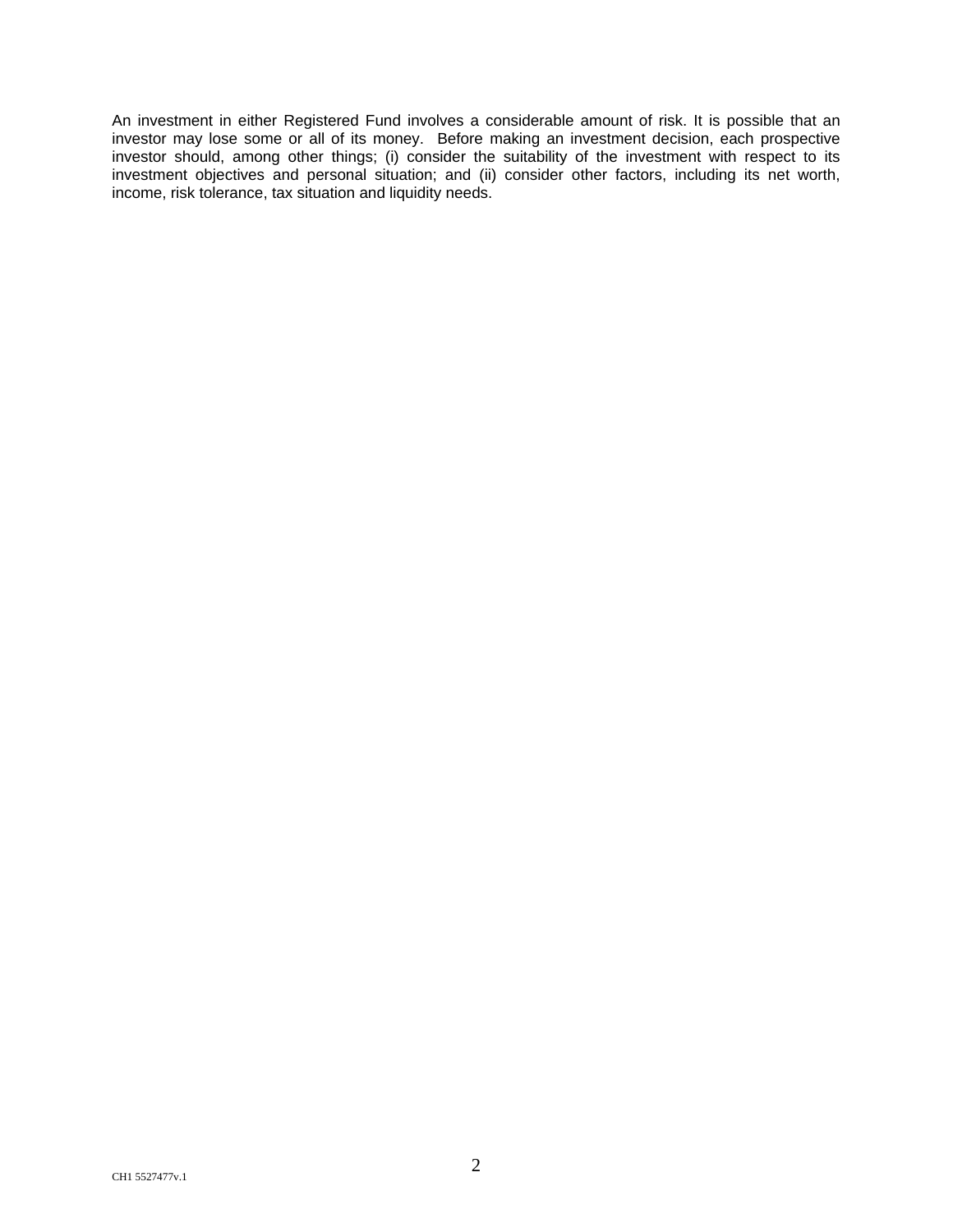An investment in either Registered Fund involves a considerable amount of risk. It is possible that an investor may lose some or all of its money. Before making an investment decision, each prospective investor should, among other things; (i) consider the suitability of the investment with respect to its investment objectives and personal situation; and (ii) consider other factors, including its net worth, income, risk tolerance, tax situation and liquidity needs.